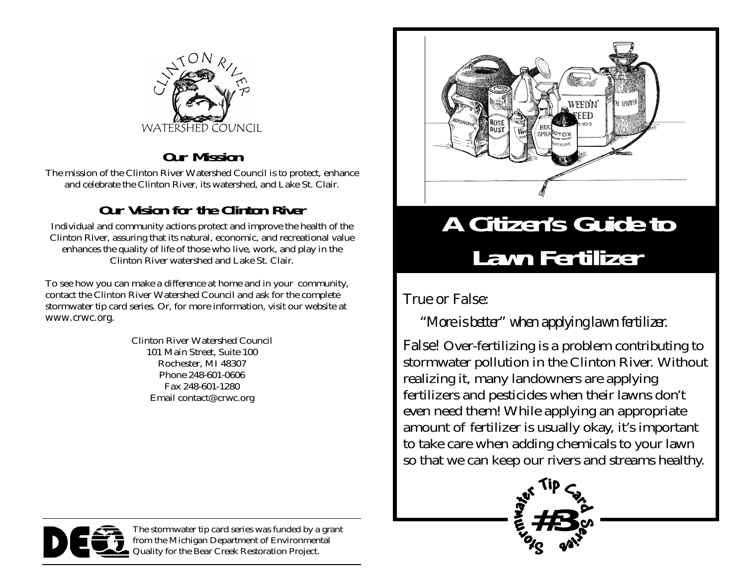CLINTON RIVER WATERSHED COUNCIL

## Our Mission

The mission of the Clinton River Watershed Council is to protect, enhance and celebrate the Clinton River, its watershed, and Lake St. Clair.

## Our Vision for the Clinton River

Individual and community actions protect and improve the health of the Clinton River, assuring that its natural, economic, and recreational value enhances the quality of life of those who live, work, and play in the Clinton River watershed and Lake St. Clair.

To see how you can make a difference at home and in your community, contact the Clinton River Watershed Council and ask for the complete stormwater tip card series. Or, for more information, visit our website at www.crwc.org.

Clinton River Watershed Council
101 Main Street, Suite 100
Rochester, MI 48307
Phone 248-601-0606
Fax 248-601-1280
Email contact@crwc.org

The stormwater tip card series was funded by a grant from the Michigan Department of Environmental Quality for the Bear Creek Restoration Project.

# A Citizen's Guide to Lawn Fertilizer

True or False:

*"More is better" when applying lawn fertilizer.*

False! Over-fertilizing is a problem contributing to stormwater pollution in the Clinton River. Without realizing it, many landowners are applying fertilizers and pesticides when their lawns don't even need them! While applying an appropriate amount of fertilizer is usually okay, it's important to take care when adding chemicals to your lawn so that we can keep our rivers and streams healthy.

Stormwater Tip Card Series #3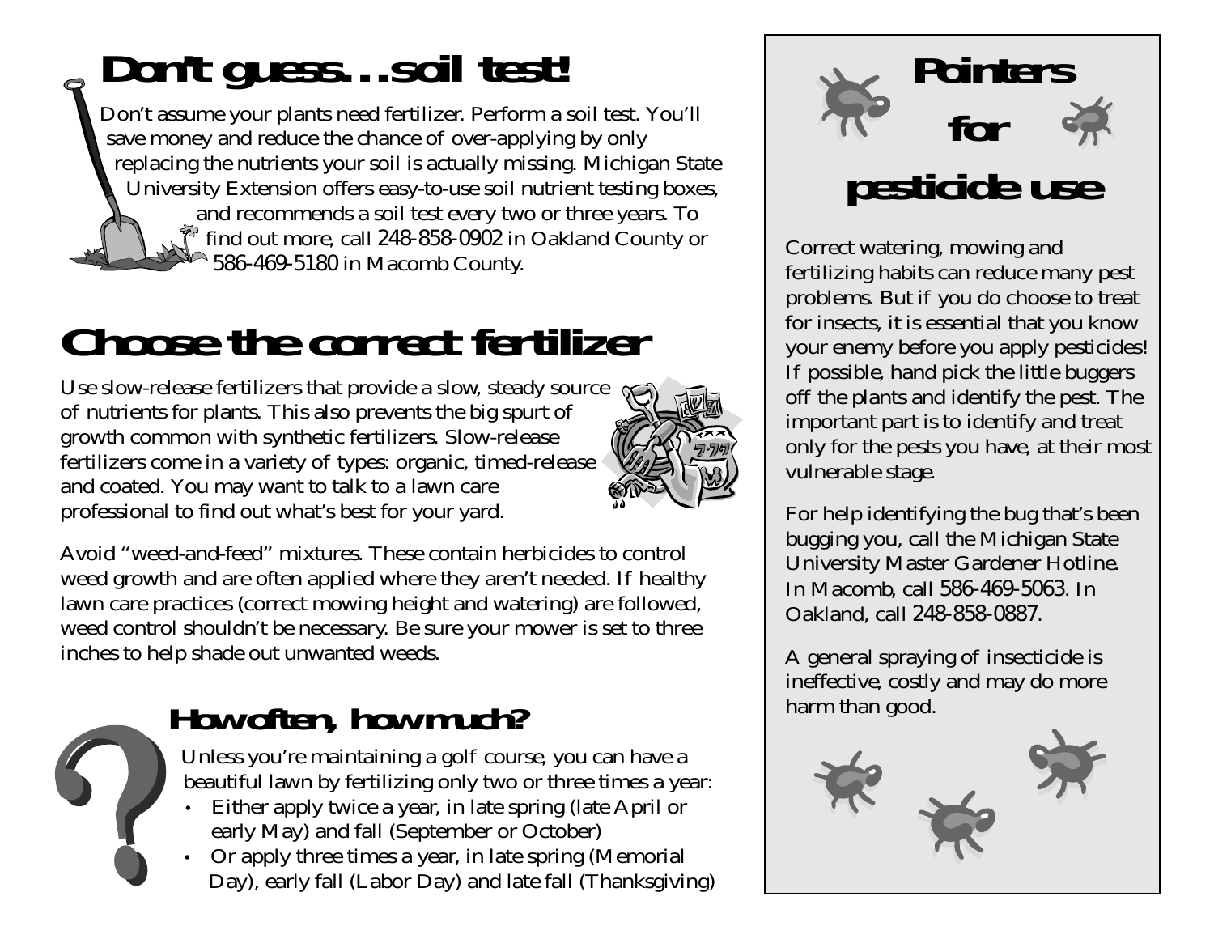## Don't guess…soil test!

Don't assume your plants need fertilizer. Perform a soil test. You'll save money and reduce the chance of over-applying by only replacing the nutrients your soil is actually missing. Michigan State University Extension offers easy-to-use soil nutrient testing boxes, and recommends a soil test every two or three years. To find out more, call 248-858-0902 in Oakland County or 586-469-5180 in Macomb County.

## Choose the correct fertilizer

Use slow-release fertilizers that provide a slow, steady source of nutrients for plants. This also prevents the big spurt of growth common with synthetic fertilizers. Slow-release fertilizers come in a variety of types: organic, timed-release and coated. You may want to talk to a lawn care professional to find out what's best for your yard.

Avoid "weed-and-feed" mixtures. These contain herbicides to control weed growth and are often applied where they aren't needed. If healthy lawn care practices (correct mowing height and watering) are followed, weed control shouldn't be necessary. Be sure your mower is set to three inches to help shade out unwanted weeds.

### How often, how much?

Unless you're maintaining a golf course, you can have a beautiful lawn by fertilizing only two or three times a year:

- Either apply twice a year, in late spring (late April or early May) and fall (September or October)
- Or apply three times a year, in late spring (Memorial Day), early fall (Labor Day) and late fall (Thanksgiving)

## Pointers for pesticide use

Correct watering, mowing and fertilizing habits can reduce many pest problems. But if you do choose to treat for insects, it is essential that you know your enemy before you apply pesticides! If possible, hand pick the little buggers off the plants and identify the pest. The important part is to identify and treat only for the pests you have, at their most vulnerable stage.

For help identifying the bug that's been bugging you, call the Michigan State University Master Gardener Hotline. In Macomb, call 586-469-5063. In Oakland, call 248-858-0887.

A general spraying of insecticide is ineffective, costly and may do more harm than good.